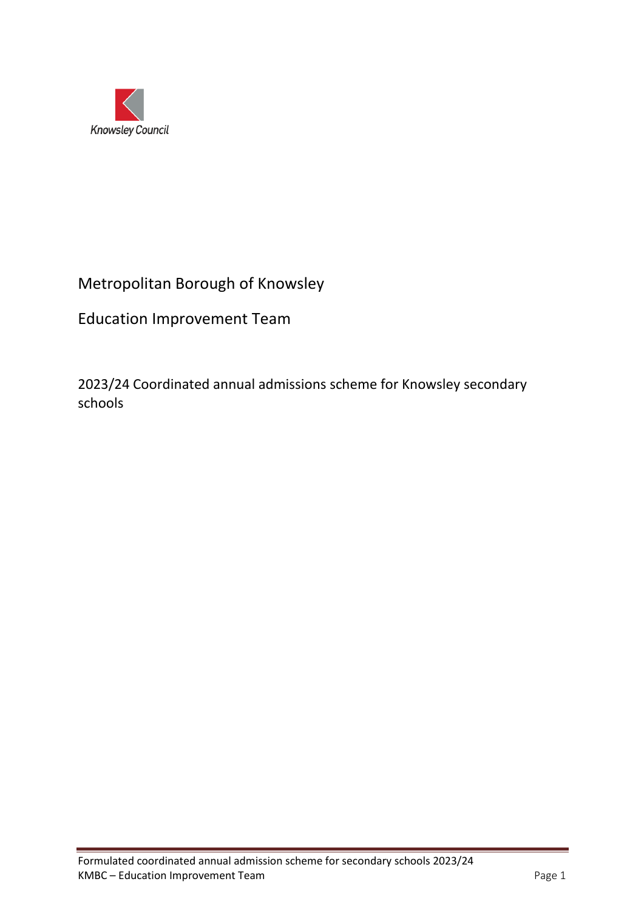Knowsley Council

# Metropolitan Borough of Knowsley

## Education Improvement Team

### 2023/24 Coordinated annual admissions scheme for Knowsley secondary schools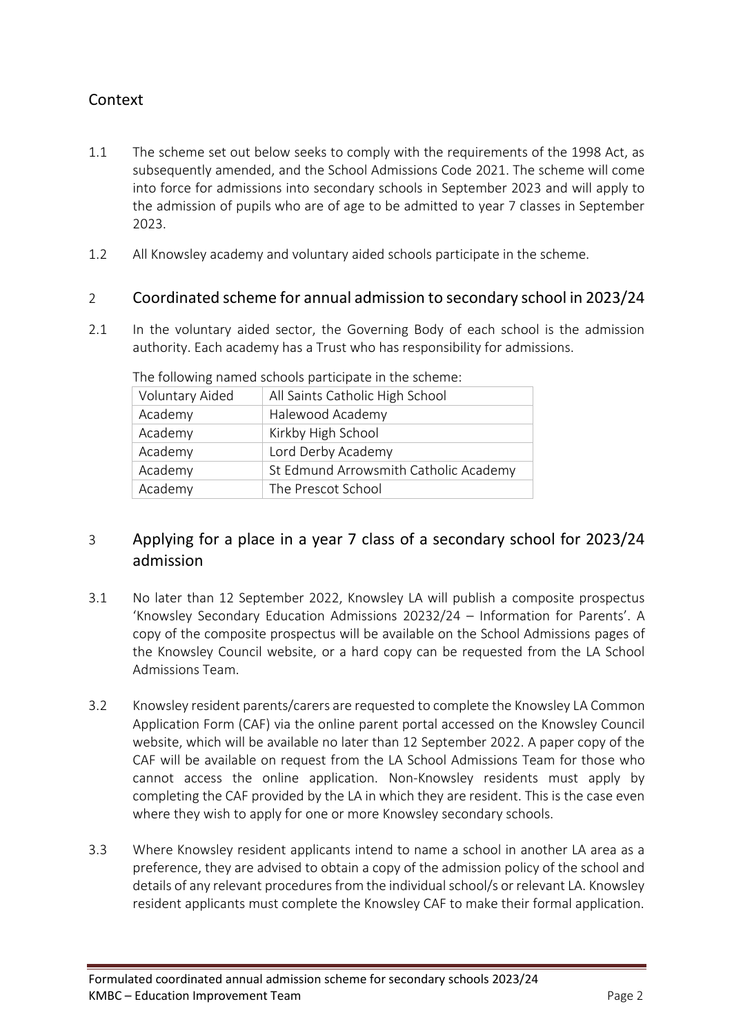## Context

1.1 The scheme set out below seeks to comply with the requirements of the 1998 Act, as subsequently amended, and the School Admissions Code 2021. The scheme will come into force for admissions into secondary schools in September 2023 and will apply to the admission of pupils who are of age to be admitted to year 7 classes in September 2023.

1.2 All Knowsley academy and voluntary aided schools participate in the scheme.

## 2 Coordinated scheme for annual admission to secondary school in 2023/24

2.1 In the voluntary aided sector, the Governing Body of each school is the admission authority. Each academy has a Trust who has responsibility for admissions.

The following named schools participate in the scheme:

| | |
|---|---|
| Voluntary Aided | All Saints Catholic High School |
| Academy | Halewood Academy |
| Academy | Kirkby High School |
| Academy | Lord Derby Academy |
| Academy | St Edmund Arrowsmith Catholic Academy |
| Academy | The Prescot School |

## 3 Applying for a place in a year 7 class of a secondary school for 2023/24 admission

3.1 No later than 12 September 2022, Knowsley LA will publish a composite prospectus 'Knowsley Secondary Education Admissions 20232/24 – Information for Parents'. A copy of the composite prospectus will be available on the School Admissions pages of the Knowsley Council website, or a hard copy can be requested from the LA School Admissions Team.

3.2 Knowsley resident parents/carers are requested to complete the Knowsley LA Common Application Form (CAF) via the online parent portal accessed on the Knowsley Council website, which will be available no later than 12 September 2022. A paper copy of the CAF will be available on request from the LA School Admissions Team for those who cannot access the online application. Non-Knowsley residents must apply by completing the CAF provided by the LA in which they are resident. This is the case even where they wish to apply for one or more Knowsley secondary schools.

3.3 Where Knowsley resident applicants intend to name a school in another LA area as a preference, they are advised to obtain a copy of the admission policy of the school and details of any relevant procedures from the individual school/s or relevant LA. Knowsley resident applicants must complete the Knowsley CAF to make their formal application.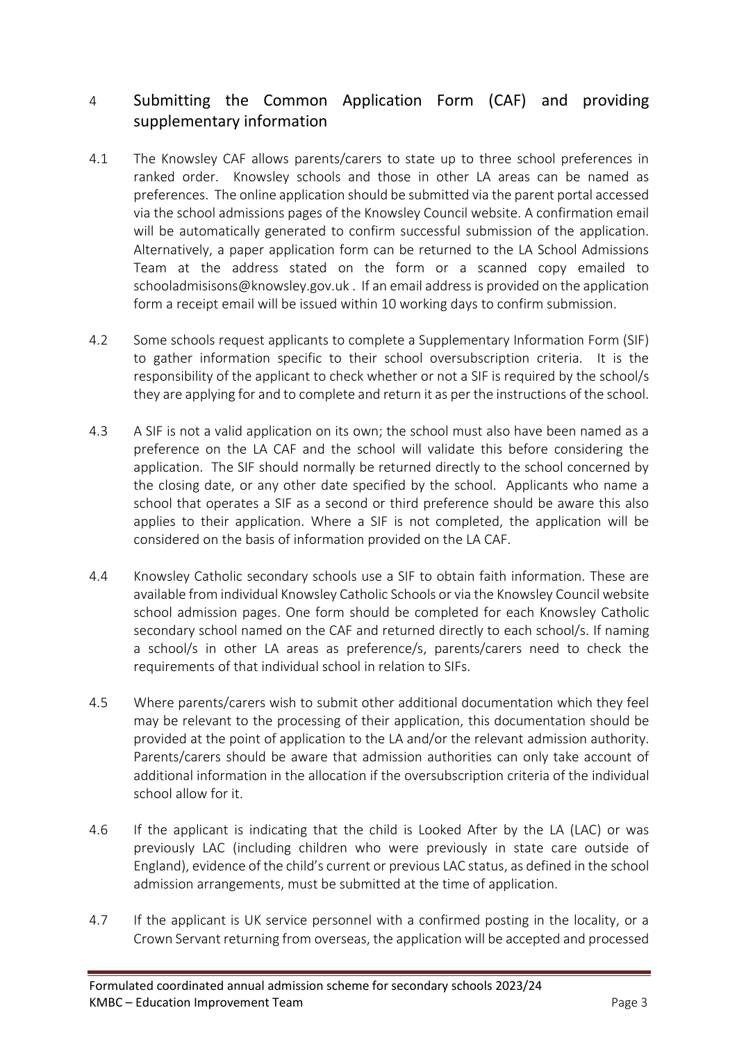## 4 Submitting the Common Application Form (CAF) and providing supplementary information

4.1 The Knowsley CAF allows parents/carers to state up to three school preferences in ranked order. Knowsley schools and those in other LA areas can be named as preferences. The online application should be submitted via the parent portal accessed via the school admissions pages of the Knowsley Council website. A confirmation email will be automatically generated to confirm successful submission of the application. Alternatively, a paper application form can be returned to the LA School Admissions Team at the address stated on the form or a scanned copy emailed to schooladmisisons@knowsley.gov.uk . If an email address is provided on the application form a receipt email will be issued within 10 working days to confirm submission.

4.2 Some schools request applicants to complete a Supplementary Information Form (SIF) to gather information specific to their school oversubscription criteria. It is the responsibility of the applicant to check whether or not a SIF is required by the school/s they are applying for and to complete and return it as per the instructions of the school.

4.3 A SIF is not a valid application on its own; the school must also have been named as a preference on the LA CAF and the school will validate this before considering the application. The SIF should normally be returned directly to the school concerned by the closing date, or any other date specified by the school. Applicants who name a school that operates a SIF as a second or third preference should be aware this also applies to their application. Where a SIF is not completed, the application will be considered on the basis of information provided on the LA CAF.

4.4 Knowsley Catholic secondary schools use a SIF to obtain faith information. These are available from individual Knowsley Catholic Schools or via the Knowsley Council website school admission pages. One form should be completed for each Knowsley Catholic secondary school named on the CAF and returned directly to each school/s. If naming a school/s in other LA areas as preference/s, parents/carers need to check the requirements of that individual school in relation to SIFs.

4.5 Where parents/carers wish to submit other additional documentation which they feel may be relevant to the processing of their application, this documentation should be provided at the point of application to the LA and/or the relevant admission authority. Parents/carers should be aware that admission authorities can only take account of additional information in the allocation if the oversubscription criteria of the individual school allow for it.

4.6 If the applicant is indicating that the child is Looked After by the LA (LAC) or was previously LAC (including children who were previously in state care outside of England), evidence of the child's current or previous LAC status, as defined in the school admission arrangements, must be submitted at the time of application.

4.7 If the applicant is UK service personnel with a confirmed posting in the locality, or a Crown Servant returning from overseas, the application will be accepted and processed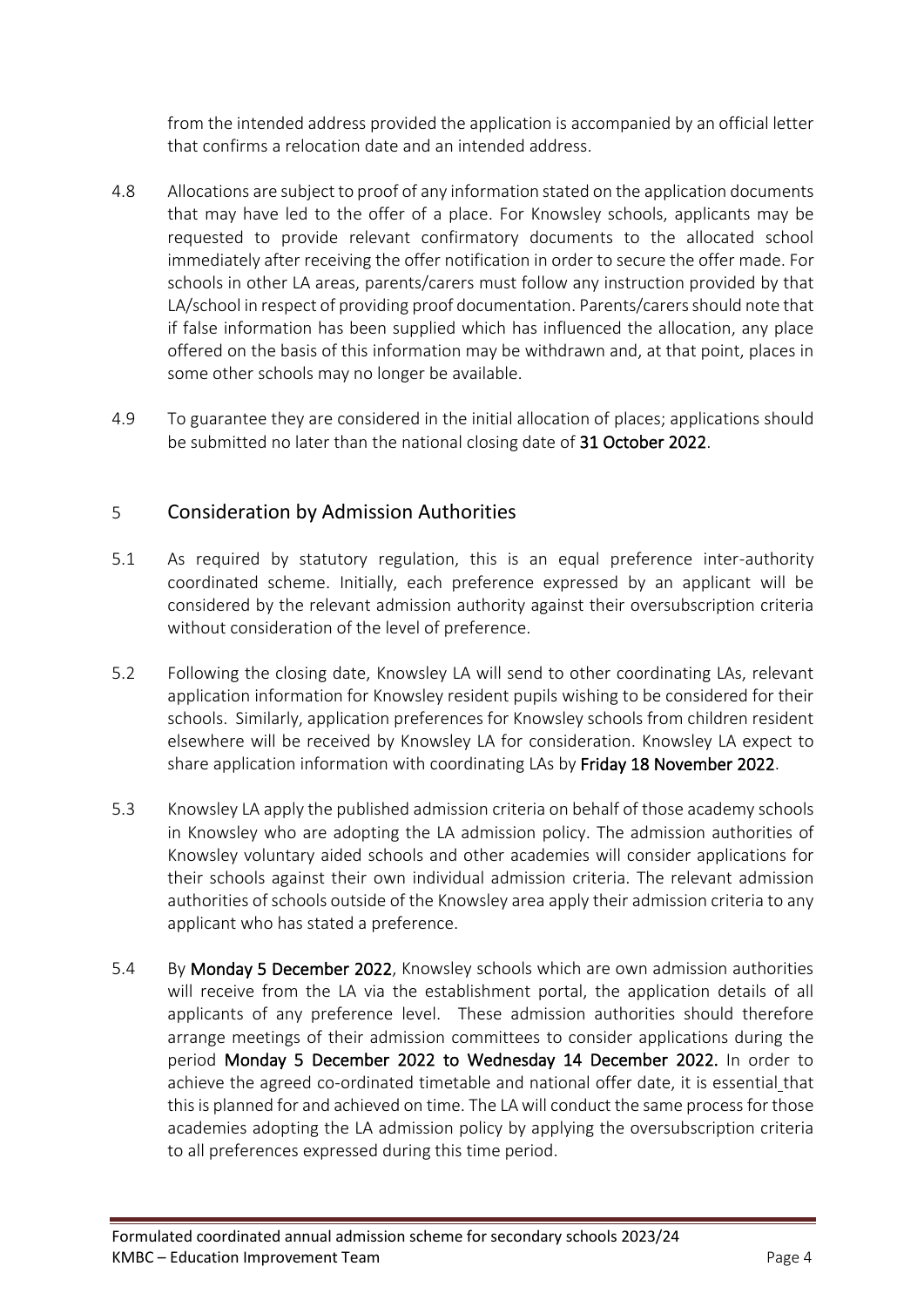from the intended address provided the application is accompanied by an official letter that confirms a relocation date and an intended address.

4.8 Allocations are subject to proof of any information stated on the application documents that may have led to the offer of a place. For Knowsley schools, applicants may be requested to provide relevant confirmatory documents to the allocated school immediately after receiving the offer notification in order to secure the offer made. For schools in other LA areas, parents/carers must follow any instruction provided by that LA/school in respect of providing proof documentation. Parents/carers should note that if false information has been supplied which has influenced the allocation, any place offered on the basis of this information may be withdrawn and, at that point, places in some other schools may no longer be available.

4.9 To guarantee they are considered in the initial allocation of places; applications should be submitted no later than the national closing date of **31 October 2022**.

## 5 Consideration by Admission Authorities

5.1 As required by statutory regulation, this is an equal preference inter-authority coordinated scheme. Initially, each preference expressed by an applicant will be considered by the relevant admission authority against their oversubscription criteria without consideration of the level of preference.

5.2 Following the closing date, Knowsley LA will send to other coordinating LAs, relevant application information for Knowsley resident pupils wishing to be considered for their schools. Similarly, application preferences for Knowsley schools from children resident elsewhere will be received by Knowsley LA for consideration. Knowsley LA expect to share application information with coordinating LAs by **Friday 18 November 2022**.

5.3 Knowsley LA apply the published admission criteria on behalf of those academy schools in Knowsley who are adopting the LA admission policy. The admission authorities of Knowsley voluntary aided schools and other academies will consider applications for their schools against their own individual admission criteria. The relevant admission authorities of schools outside of the Knowsley area apply their admission criteria to any applicant who has stated a preference.

5.4 By **Monday 5 December 2022**, Knowsley schools which are own admission authorities will receive from the LA via the establishment portal, the application details of all applicants of any preference level. These admission authorities should therefore arrange meetings of their admission committees to consider applications during the period **Monday 5 December 2022 to Wednesday 14 December 2022.** In order to achieve the agreed co-ordinated timetable and national offer date, it is essential that this is planned for and achieved on time. The LA will conduct the same process for those academies adopting the LA admission policy by applying the oversubscription criteria to all preferences expressed during this time period.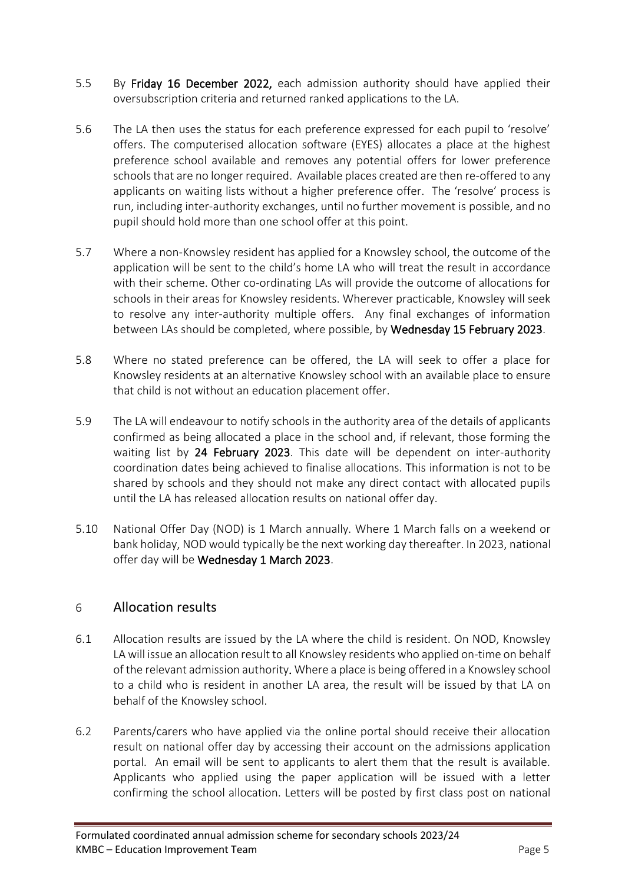5.5 By **Friday 16 December 2022,** each admission authority should have applied their oversubscription criteria and returned ranked applications to the LA.

5.6 The LA then uses the status for each preference expressed for each pupil to 'resolve' offers. The computerised allocation software (EYES) allocates a place at the highest preference school available and removes any potential offers for lower preference schools that are no longer required. Available places created are then re-offered to any applicants on waiting lists without a higher preference offer. The 'resolve' process is run, including inter-authority exchanges, until no further movement is possible, and no pupil should hold more than one school offer at this point.

5.7 Where a non-Knowsley resident has applied for a Knowsley school, the outcome of the application will be sent to the child's home LA who will treat the result in accordance with their scheme. Other co-ordinating LAs will provide the outcome of allocations for schools in their areas for Knowsley residents. Wherever practicable, Knowsley will seek to resolve any inter-authority multiple offers. Any final exchanges of information between LAs should be completed, where possible, by **Wednesday 15 February 2023**.

5.8 Where no stated preference can be offered, the LA will seek to offer a place for Knowsley residents at an alternative Knowsley school with an available place to ensure that child is not without an education placement offer.

5.9 The LA will endeavour to notify schools in the authority area of the details of applicants confirmed as being allocated a place in the school and, if relevant, those forming the waiting list by **24 February 2023**. This date will be dependent on inter-authority coordination dates being achieved to finalise allocations. This information is not to be shared by schools and they should not make any direct contact with allocated pupils until the LA has released allocation results on national offer day.

5.10 National Offer Day (NOD) is 1 March annually. Where 1 March falls on a weekend or bank holiday, NOD would typically be the next working day thereafter. In 2023, national offer day will be **Wednesday 1 March 2023**.

## 6 Allocation results

6.1 Allocation results are issued by the LA where the child is resident. On NOD, Knowsley LA will issue an allocation result to all Knowsley residents who applied on-time on behalf of the relevant admission authority. Where a place is being offered in a Knowsley school to a child who is resident in another LA area, the result will be issued by that LA on behalf of the Knowsley school.

6.2 Parents/carers who have applied via the online portal should receive their allocation result on national offer day by accessing their account on the admissions application portal. An email will be sent to applicants to alert them that the result is available. Applicants who applied using the paper application will be issued with a letter confirming the school allocation. Letters will be posted by first class post on national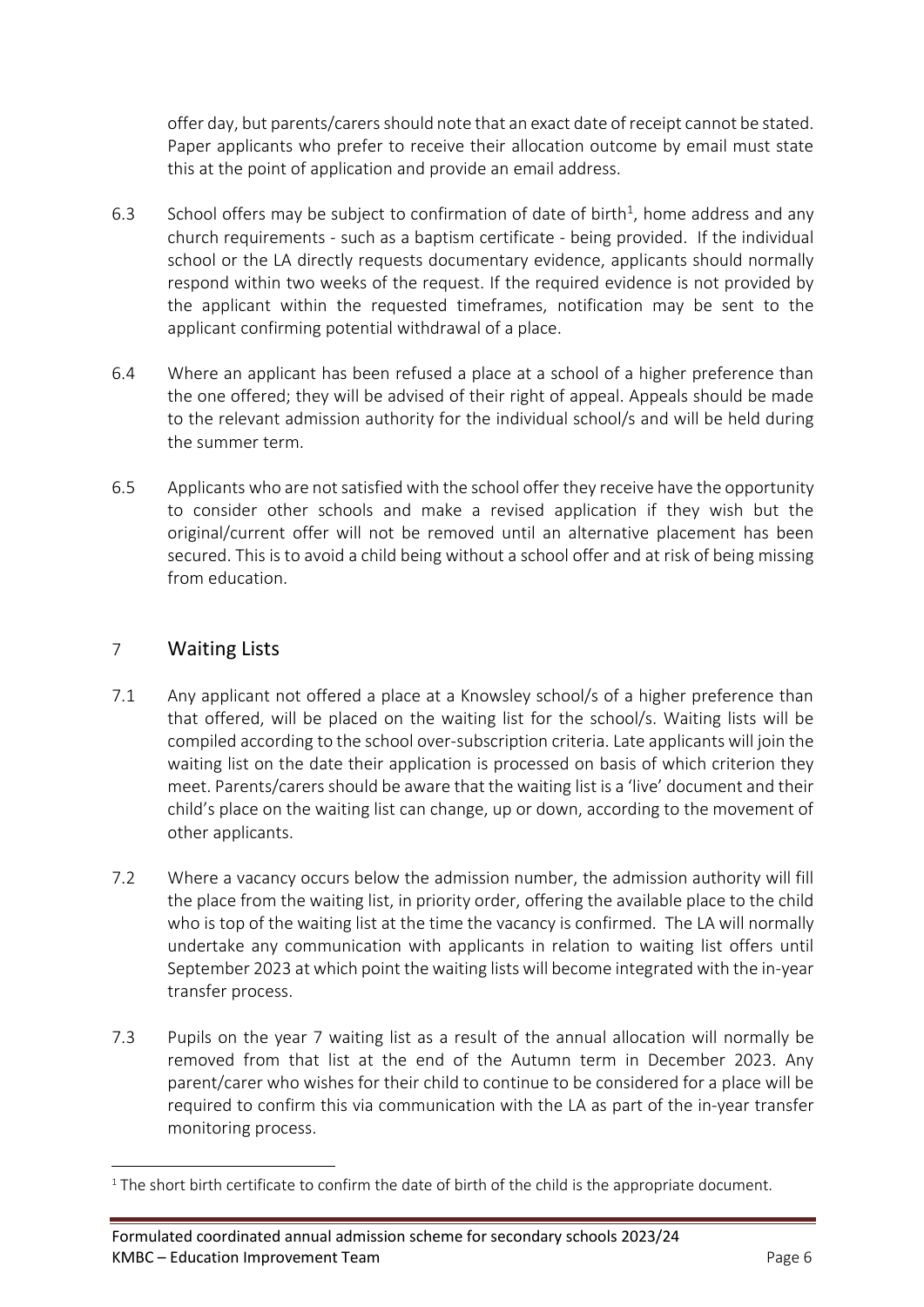offer day, but parents/carers should note that an exact date of receipt cannot be stated. Paper applicants who prefer to receive their allocation outcome by email must state this at the point of application and provide an email address.

6.3 School offers may be subject to confirmation of date of birth[1], home address and any church requirements - such as a baptism certificate - being provided. If the individual school or the LA directly requests documentary evidence, applicants should normally respond within two weeks of the request. If the required evidence is not provided by the applicant within the requested timeframes, notification may be sent to the applicant confirming potential withdrawal of a place.

6.4 Where an applicant has been refused a place at a school of a higher preference than the one offered; they will be advised of their right of appeal. Appeals should be made to the relevant admission authority for the individual school/s and will be held during the summer term.

6.5 Applicants who are not satisfied with the school offer they receive have the opportunity to consider other schools and make a revised application if they wish but the original/current offer will not be removed until an alternative placement has been secured. This is to avoid a child being without a school offer and at risk of being missing from education.

## 7 Waiting Lists

7.1 Any applicant not offered a place at a Knowsley school/s of a higher preference than that offered, will be placed on the waiting list for the school/s. Waiting lists will be compiled according to the school over-subscription criteria. Late applicants will join the waiting list on the date their application is processed on basis of which criterion they meet. Parents/carers should be aware that the waiting list is a 'live' document and their child's place on the waiting list can change, up or down, according to the movement of other applicants.

7.2 Where a vacancy occurs below the admission number, the admission authority will fill the place from the waiting list, in priority order, offering the available place to the child who is top of the waiting list at the time the vacancy is confirmed. The LA will normally undertake any communication with applicants in relation to waiting list offers until September 2023 at which point the waiting lists will become integrated with the in-year transfer process.

7.3 Pupils on the year 7 waiting list as a result of the annual allocation will normally be removed from that list at the end of the Autumn term in December 2023. Any parent/carer who wishes for their child to continue to be considered for a place will be required to confirm this via communication with the LA as part of the in-year transfer monitoring process.

[1] The short birth certificate to confirm the date of birth of the child is the appropriate document.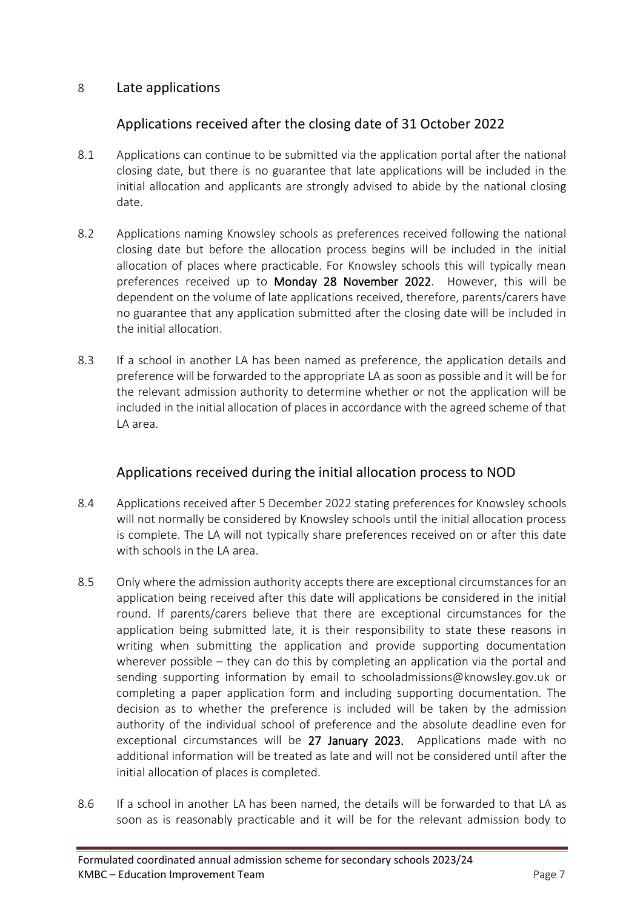## 8 Late applications

### Applications received after the closing date of 31 October 2022

8.1 Applications can continue to be submitted via the application portal after the national closing date, but there is no guarantee that late applications will be included in the initial allocation and applicants are strongly advised to abide by the national closing date.

8.2 Applications naming Knowsley schools as preferences received following the national closing date but before the allocation process begins will be included in the initial allocation of places where practicable. For Knowsley schools this will typically mean preferences received up to **Monday 28 November 2022**. However, this will be dependent on the volume of late applications received, therefore, parents/carers have no guarantee that any application submitted after the closing date will be included in the initial allocation.

8.3 If a school in another LA has been named as preference, the application details and preference will be forwarded to the appropriate LA as soon as possible and it will be for the relevant admission authority to determine whether or not the application will be included in the initial allocation of places in accordance with the agreed scheme of that LA area.

### Applications received during the initial allocation process to NOD

8.4 Applications received after 5 December 2022 stating preferences for Knowsley schools will not normally be considered by Knowsley schools until the initial allocation process is complete. The LA will not typically share preferences received on or after this date with schools in the LA area.

8.5 Only where the admission authority accepts there are exceptional circumstances for an application being received after this date will applications be considered in the initial round. If parents/carers believe that there are exceptional circumstances for the application being submitted late, it is their responsibility to state these reasons in writing when submitting the application and provide supporting documentation wherever possible – they can do this by completing an application via the portal and sending supporting information by email to schooladmissions@knowsley.gov.uk or completing a paper application form and including supporting documentation. The decision as to whether the preference is included will be taken by the admission authority of the individual school of preference and the absolute deadline even for exceptional circumstances will be **27 January 2023.** Applications made with no additional information will be treated as late and will not be considered until after the initial allocation of places is completed.

8.6 If a school in another LA has been named, the details will be forwarded to that LA as soon as is reasonably practicable and it will be for the relevant admission body to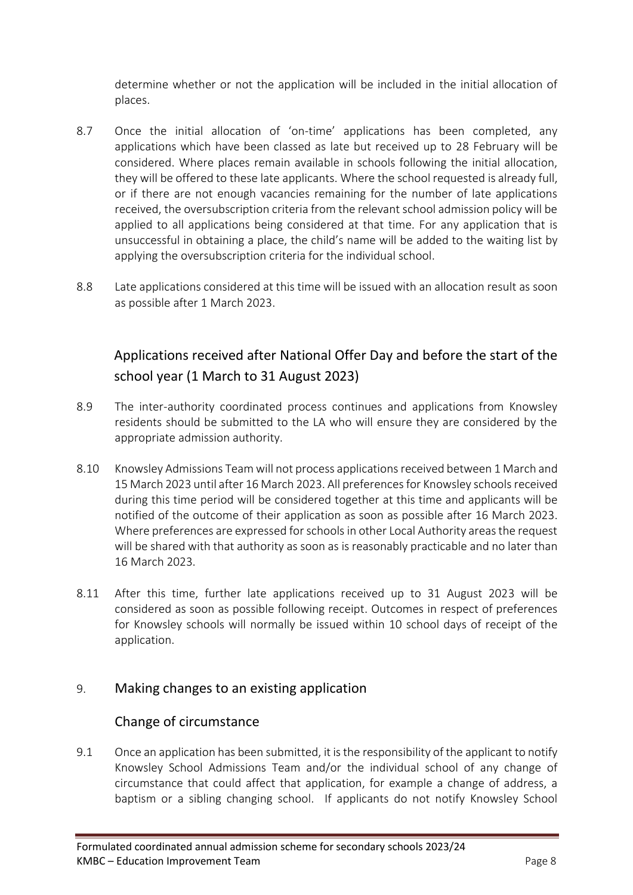determine whether or not the application will be included in the initial allocation of places.

8.7 Once the initial allocation of 'on-time' applications has been completed, any applications which have been classed as late but received up to 28 February will be considered. Where places remain available in schools following the initial allocation, they will be offered to these late applicants. Where the school requested is already full, or if there are not enough vacancies remaining for the number of late applications received, the oversubscription criteria from the relevant school admission policy will be applied to all applications being considered at that time. For any application that is unsuccessful in obtaining a place, the child's name will be added to the waiting list by applying the oversubscription criteria for the individual school.

8.8 Late applications considered at this time will be issued with an allocation result as soon as possible after 1 March 2023.

### Applications received after National Offer Day and before the start of the school year (1 March to 31 August 2023)

8.9 The inter-authority coordinated process continues and applications from Knowsley residents should be submitted to the LA who will ensure they are considered by the appropriate admission authority.

8.10 Knowsley Admissions Team will not process applications received between 1 March and 15 March 2023 until after 16 March 2023. All preferences for Knowsley schools received during this time period will be considered together at this time and applicants will be notified of the outcome of their application as soon as possible after 16 March 2023. Where preferences are expressed for schools in other Local Authority areas the request will be shared with that authority as soon as is reasonably practicable and no later than 16 March 2023.

8.11 After this time, further late applications received up to 31 August 2023 will be considered as soon as possible following receipt. Outcomes in respect of preferences for Knowsley schools will normally be issued within 10 school days of receipt of the application.

## 9. Making changes to an existing application

### Change of circumstance

9.1 Once an application has been submitted, it is the responsibility of the applicant to notify Knowsley School Admissions Team and/or the individual school of any change of circumstance that could affect that application, for example a change of address, a baptism or a sibling changing school. If applicants do not notify Knowsley School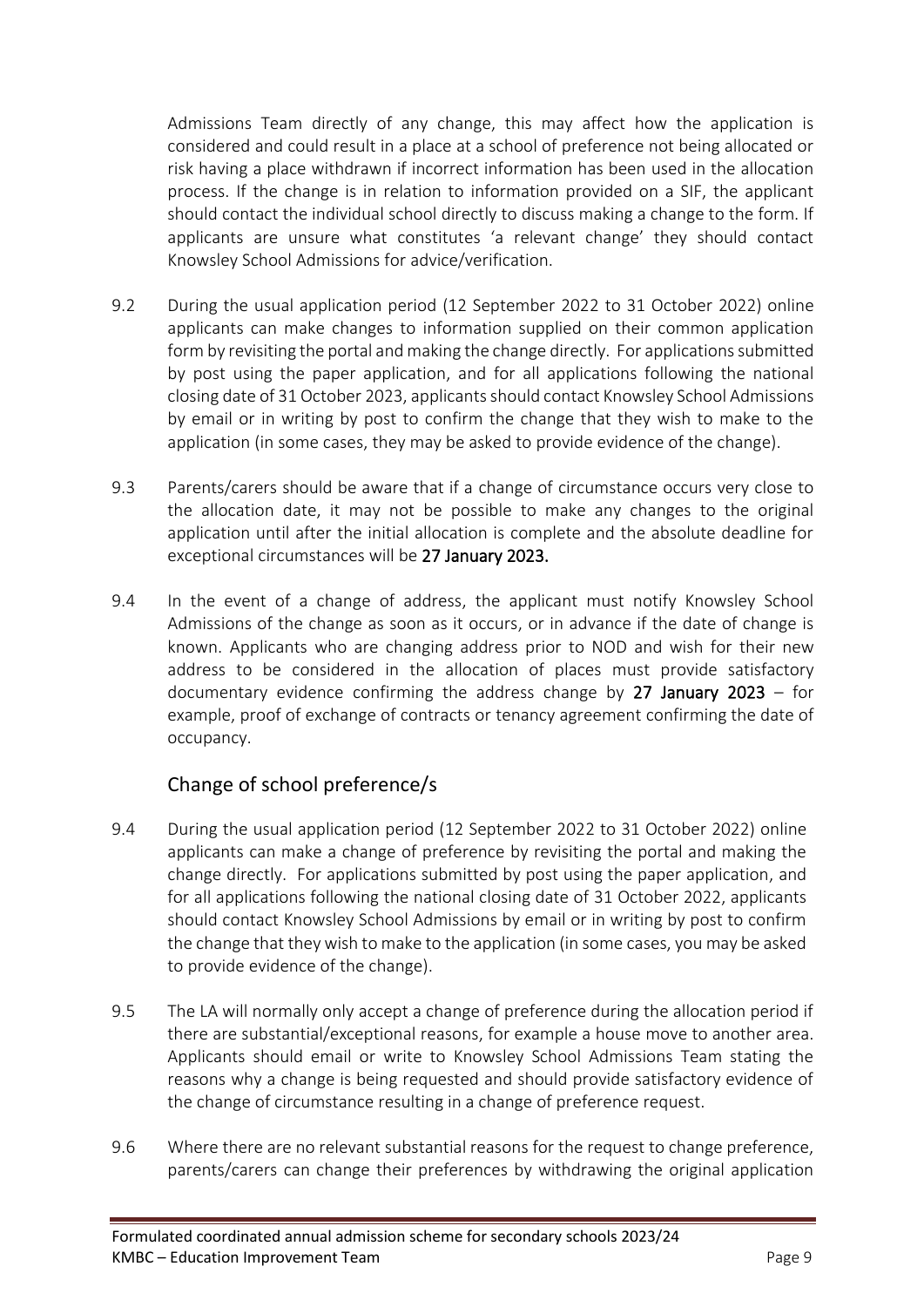Admissions Team directly of any change, this may affect how the application is considered and could result in a place at a school of preference not being allocated or risk having a place withdrawn if incorrect information has been used in the allocation process. If the change is in relation to information provided on a SIF, the applicant should contact the individual school directly to discuss making a change to the form. If applicants are unsure what constitutes 'a relevant change' they should contact Knowsley School Admissions for advice/verification.

9.2 During the usual application period (12 September 2022 to 31 October 2022) online applicants can make changes to information supplied on their common application form by revisiting the portal and making the change directly. For applications submitted by post using the paper application, and for all applications following the national closing date of 31 October 2023, applicants should contact Knowsley School Admissions by email or in writing by post to confirm the change that they wish to make to the application (in some cases, they may be asked to provide evidence of the change).

9.3 Parents/carers should be aware that if a change of circumstance occurs very close to the allocation date, it may not be possible to make any changes to the original application until after the initial allocation is complete and the absolute deadline for exceptional circumstances will be **27 January 2023.**

9.4 In the event of a change of address, the applicant must notify Knowsley School Admissions of the change as soon as it occurs, or in advance if the date of change is known. Applicants who are changing address prior to NOD and wish for their new address to be considered in the allocation of places must provide satisfactory documentary evidence confirming the address change by **27 January 2023** – for example, proof of exchange of contracts or tenancy agreement confirming the date of occupancy.

## Change of school preference/s

9.4 During the usual application period (12 September 2022 to 31 October 2022) online applicants can make a change of preference by revisiting the portal and making the change directly. For applications submitted by post using the paper application, and for all applications following the national closing date of 31 October 2022, applicants should contact Knowsley School Admissions by email or in writing by post to confirm the change that they wish to make to the application (in some cases, you may be asked to provide evidence of the change).

9.5 The LA will normally only accept a change of preference during the allocation period if there are substantial/exceptional reasons, for example a house move to another area. Applicants should email or write to Knowsley School Admissions Team stating the reasons why a change is being requested and should provide satisfactory evidence of the change of circumstance resulting in a change of preference request.

9.6 Where there are no relevant substantial reasons for the request to change preference, parents/carers can change their preferences by withdrawing the original application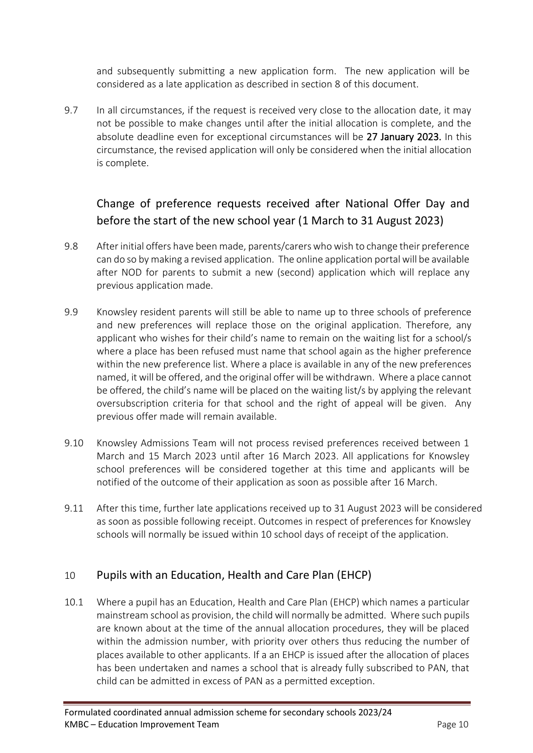and subsequently submitting a new application form. The new application will be considered as a late application as described in section 8 of this document.

9.7 In all circumstances, if the request is received very close to the allocation date, it may not be possible to make changes until after the initial allocation is complete, and the absolute deadline even for exceptional circumstances will be **27 January 2023.** In this circumstance, the revised application will only be considered when the initial allocation is complete.

### Change of preference requests received after National Offer Day and before the start of the new school year (1 March to 31 August 2023)

9.8 After initial offers have been made, parents/carers who wish to change their preference can do so by making a revised application. The online application portal will be available after NOD for parents to submit a new (second) application which will replace any previous application made.

9.9 Knowsley resident parents will still be able to name up to three schools of preference and new preferences will replace those on the original application. Therefore, any applicant who wishes for their child's name to remain on the waiting list for a school/s where a place has been refused must name that school again as the higher preference within the new preference list. Where a place is available in any of the new preferences named, it will be offered, and the original offer will be withdrawn. Where a place cannot be offered, the child's name will be placed on the waiting list/s by applying the relevant oversubscription criteria for that school and the right of appeal will be given. Any previous offer made will remain available.

9.10 Knowsley Admissions Team will not process revised preferences received between 1 March and 15 March 2023 until after 16 March 2023. All applications for Knowsley school preferences will be considered together at this time and applicants will be notified of the outcome of their application as soon as possible after 16 March.

9.11 After this time, further late applications received up to 31 August 2023 will be considered as soon as possible following receipt. Outcomes in respect of preferences for Knowsley schools will normally be issued within 10 school days of receipt of the application.

## 10 Pupils with an Education, Health and Care Plan (EHCP)

10.1 Where a pupil has an Education, Health and Care Plan (EHCP) which names a particular mainstream school as provision, the child will normally be admitted. Where such pupils are known about at the time of the annual allocation procedures, they will be placed within the admission number, with priority over others thus reducing the number of places available to other applicants. If a an EHCP is issued after the allocation of places has been undertaken and names a school that is already fully subscribed to PAN, that child can be admitted in excess of PAN as a permitted exception.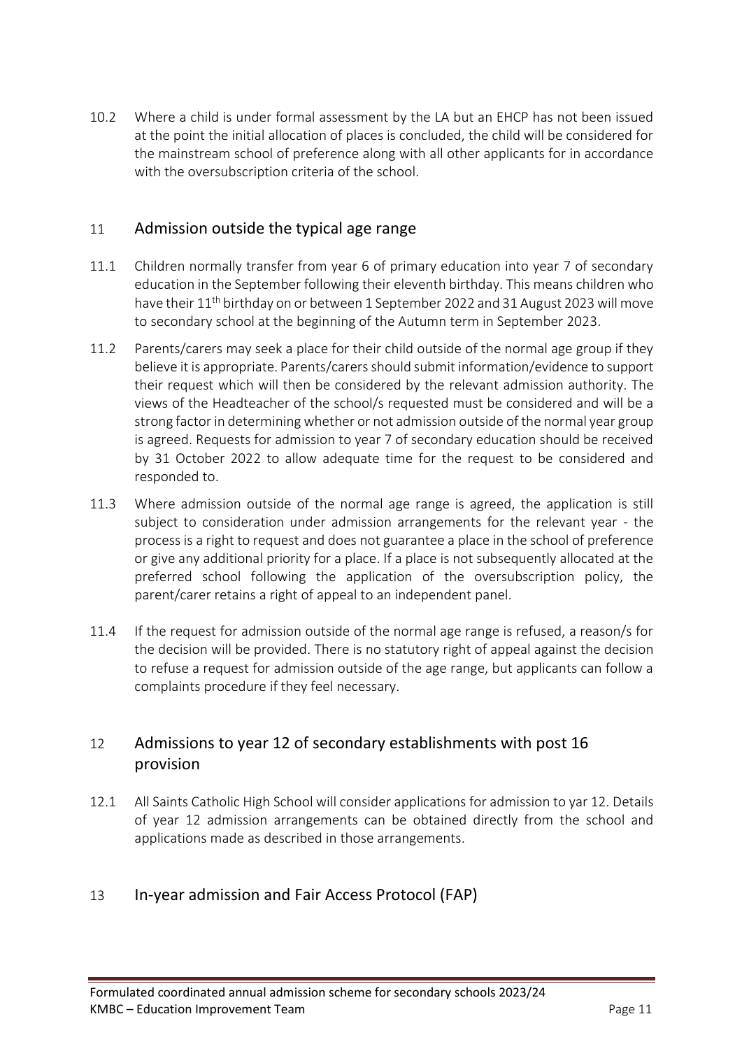10.2 Where a child is under formal assessment by the LA but an EHCP has not been issued at the point the initial allocation of places is concluded, the child will be considered for the mainstream school of preference along with all other applicants for in accordance with the oversubscription criteria of the school.

## 11 Admission outside the typical age range

11.1 Children normally transfer from year 6 of primary education into year 7 of secondary education in the September following their eleventh birthday. This means children who have their 11th birthday on or between 1 September 2022 and 31 August 2023 will move to secondary school at the beginning of the Autumn term in September 2023.

11.2 Parents/carers may seek a place for their child outside of the normal age group if they believe it is appropriate. Parents/carers should submit information/evidence to support their request which will then be considered by the relevant admission authority. The views of the Headteacher of the school/s requested must be considered and will be a strong factor in determining whether or not admission outside of the normal year group is agreed. Requests for admission to year 7 of secondary education should be received by 31 October 2022 to allow adequate time for the request to be considered and responded to.

11.3 Where admission outside of the normal age range is agreed, the application is still subject to consideration under admission arrangements for the relevant year - the process is a right to request and does not guarantee a place in the school of preference or give any additional priority for a place. If a place is not subsequently allocated at the preferred school following the application of the oversubscription policy, the parent/carer retains a right of appeal to an independent panel.

11.4 If the request for admission outside of the normal age range is refused, a reason/s for the decision will be provided. There is no statutory right of appeal against the decision to refuse a request for admission outside of the age range, but applicants can follow a complaints procedure if they feel necessary.

## 12 Admissions to year 12 of secondary establishments with post 16 provision

12.1 All Saints Catholic High School will consider applications for admission to yar 12. Details of year 12 admission arrangements can be obtained directly from the school and applications made as described in those arrangements.

## 13 In-year admission and Fair Access Protocol (FAP)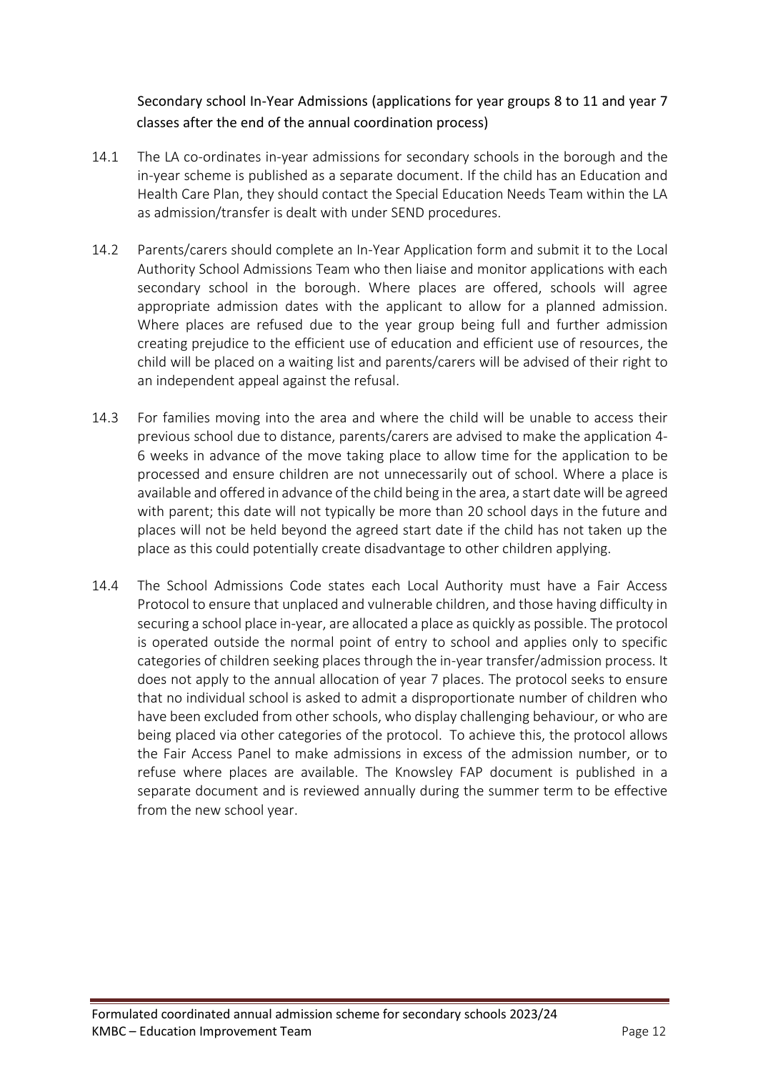## Secondary school In-Year Admissions (applications for year groups 8 to 11 and year 7 classes after the end of the annual coordination process)

14.1 The LA co-ordinates in-year admissions for secondary schools in the borough and the in-year scheme is published as a separate document. If the child has an Education and Health Care Plan, they should contact the Special Education Needs Team within the LA as admission/transfer is dealt with under SEND procedures.

14.2 Parents/carers should complete an In-Year Application form and submit it to the Local Authority School Admissions Team who then liaise and monitor applications with each secondary school in the borough. Where places are offered, schools will agree appropriate admission dates with the applicant to allow for a planned admission. Where places are refused due to the year group being full and further admission creating prejudice to the efficient use of education and efficient use of resources, the child will be placed on a waiting list and parents/carers will be advised of their right to an independent appeal against the refusal.

14.3 For families moving into the area and where the child will be unable to access their previous school due to distance, parents/carers are advised to make the application 4-6 weeks in advance of the move taking place to allow time for the application to be processed and ensure children are not unnecessarily out of school. Where a place is available and offered in advance of the child being in the area, a start date will be agreed with parent; this date will not typically be more than 20 school days in the future and places will not be held beyond the agreed start date if the child has not taken up the place as this could potentially create disadvantage to other children applying.

14.4 The School Admissions Code states each Local Authority must have a Fair Access Protocol to ensure that unplaced and vulnerable children, and those having difficulty in securing a school place in-year, are allocated a place as quickly as possible. The protocol is operated outside the normal point of entry to school and applies only to specific categories of children seeking places through the in-year transfer/admission process. It does not apply to the annual allocation of year 7 places. The protocol seeks to ensure that no individual school is asked to admit a disproportionate number of children who have been excluded from other schools, who display challenging behaviour, or who are being placed via other categories of the protocol. To achieve this, the protocol allows the Fair Access Panel to make admissions in excess of the admission number, or to refuse where places are available. The Knowsley FAP document is published in a separate document and is reviewed annually during the summer term to be effective from the new school year.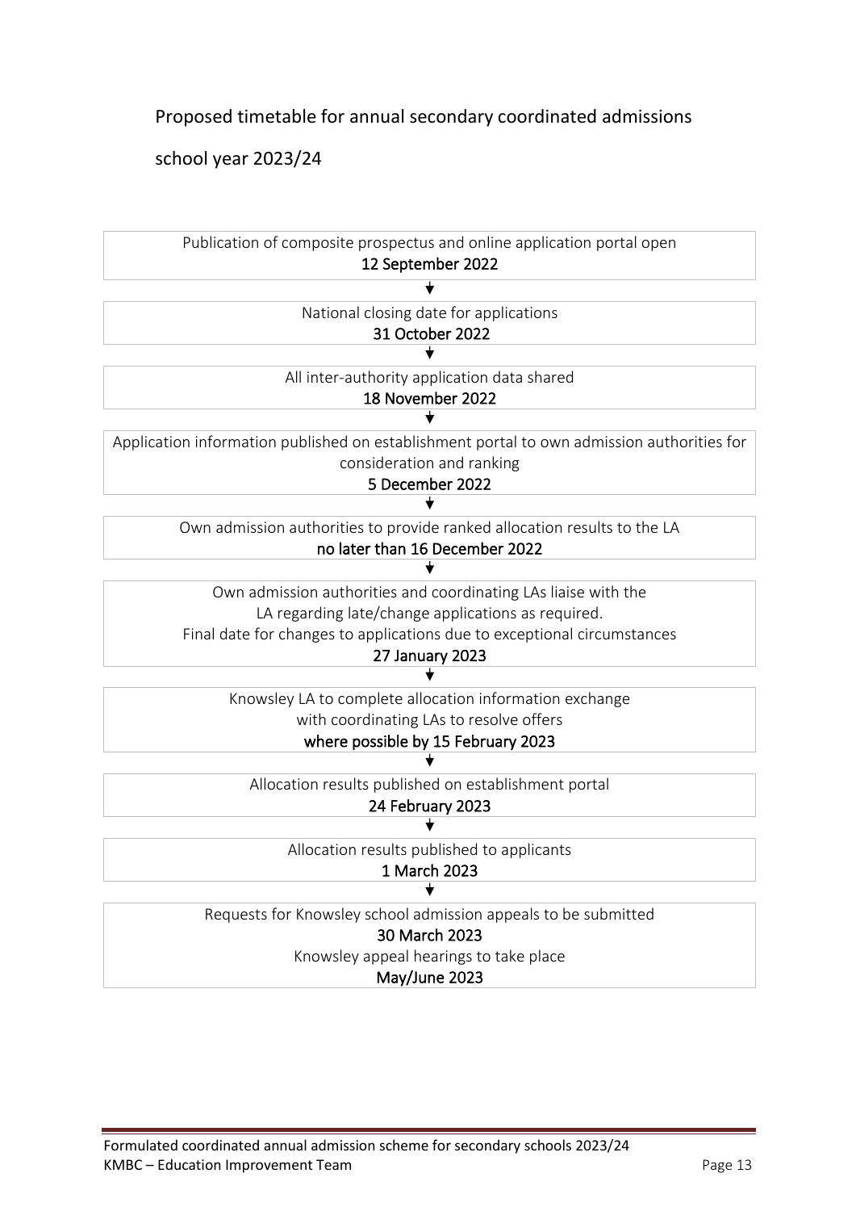## Proposed timetable for annual secondary coordinated admissions

## school year 2023/24

Publication of composite prospectus and online application portal open
**12 September 2022**

↓

National closing date for applications
**31 October 2022**

↓

All inter-authority application data shared
**18 November 2022**

↓

Application information published on establishment portal to own admission authorities for consideration and ranking
**5 December 2022**

↓

Own admission authorities to provide ranked allocation results to the LA
**no later than 16 December 2022**

↓

Own admission authorities and coordinating LAs liaise with the LA regarding late/change applications as required.
Final date for changes to applications due to exceptional circumstances
**27 January 2023**

↓

Knowsley LA to complete allocation information exchange with coordinating LAs to resolve offers
**where possible by 15 February 2023**

↓

Allocation results published on establishment portal
**24 February 2023**

↓

Allocation results published to applicants
**1 March 2023**

↓

Requests for Knowsley school admission appeals to be submitted
**30 March 2023**
Knowsley appeal hearings to take place
**May/June 2023**